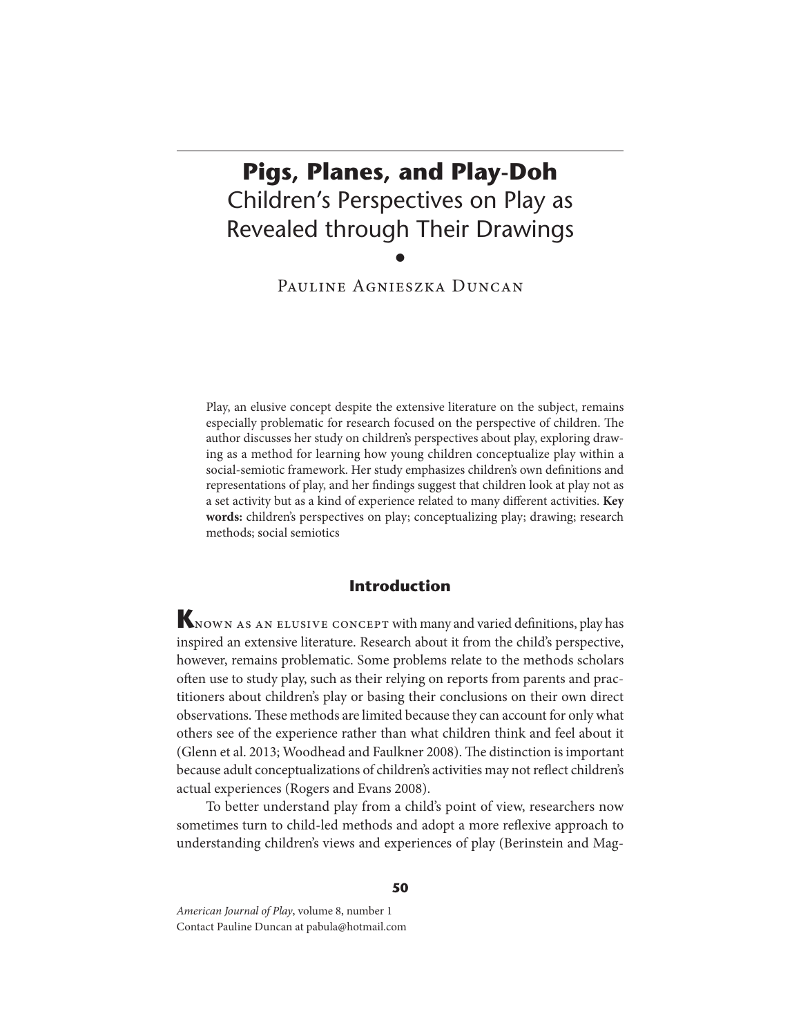# Pigs, Planes, and Play-Doh

## Children's Perspectives on Play as Revealed through Their Drawings

•

Pauline Agnieszka Duncan

Play, an elusive concept despite the extensive literature on the subject, remains especially problematic for research focused on the perspective of children. The author discusses her study on children's perspectives about play, exploring drawing as a method for learning how young children conceptualize play within a social-semiotic framework. Her study emphasizes children's own definitions and representations of play, and her findings suggest that children look at play not as a set activity but as a kind of experience related to many different activities. **Key words:** children's perspectives on play; conceptualizing play; drawing; research methods; social semiotics

## Introduction

**K**nown as an elusive concept with many and varied definitions, play has inspired an extensive literature. Research about it from the child's perspective, however, remains problematic. Some problems relate to the methods scholars often use to study play, such as their relying on reports from parents and practitioners about children's play or basing their conclusions on their own direct observations. These methods are limited because they can account for only what others see of the experience rather than what children think and feel about it (Glenn et al. 2013; Woodhead and Faulkner 2008). The distinction is important because adult conceptualizations of children's activities may not reflect children's actual experiences (Rogers and Evans 2008).

To better understand play from a child's point of view, researchers now sometimes turn to child-led methods and adopt a more reflexive approach to understanding children's views and experiences of play (Berinstein and Mag-

*American Journal of Play*, volume 8, number 1
Contact Pauline Duncan at pabula@hotmail.com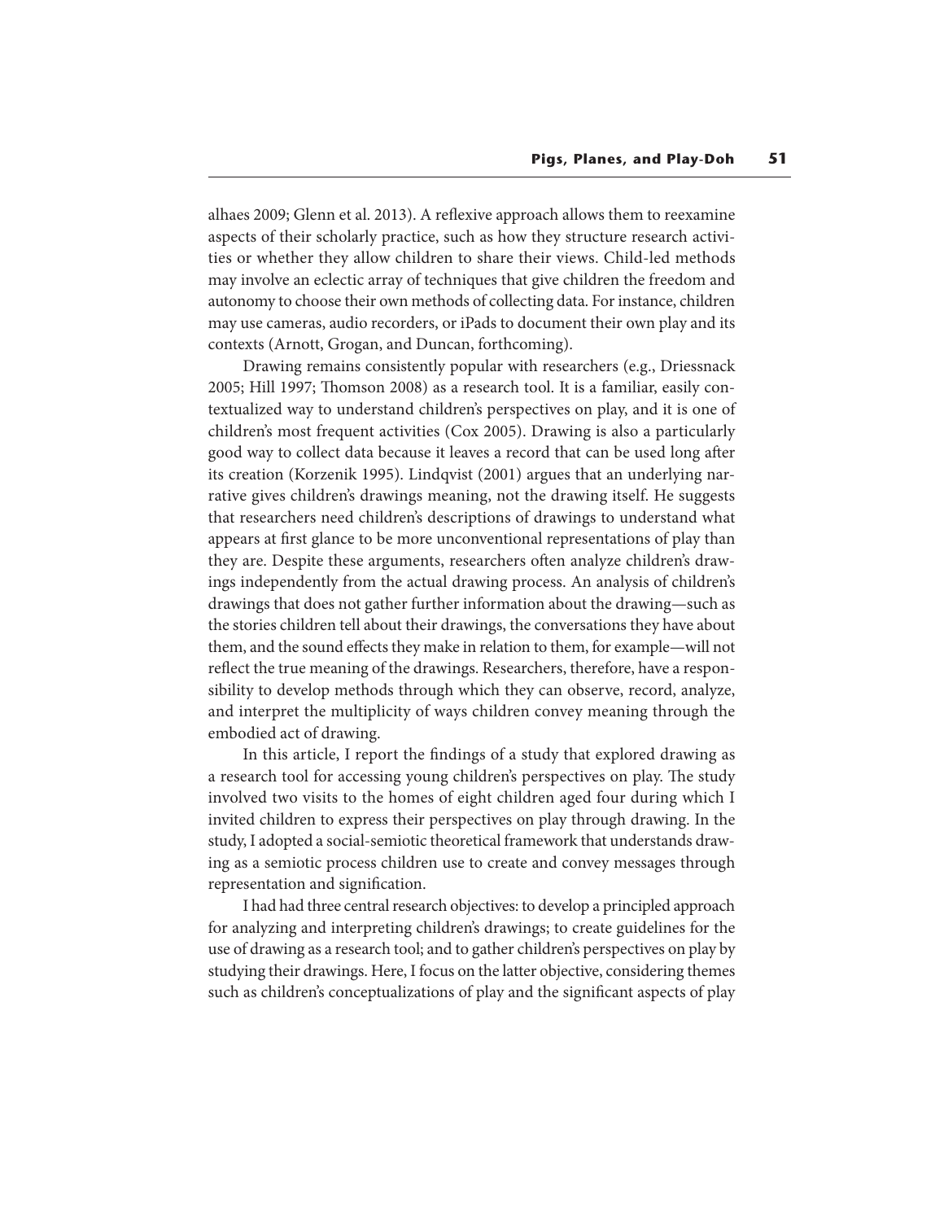alhaes 2009; Glenn et al. 2013). A reflexive approach allows them to reexamine aspects of their scholarly practice, such as how they structure research activities or whether they allow children to share their views. Child-led methods may involve an eclectic array of techniques that give children the freedom and autonomy to choose their own methods of collecting data. For instance, children may use cameras, audio recorders, or iPads to document their own play and its contexts (Arnott, Grogan, and Duncan, forthcoming).

Drawing remains consistently popular with researchers (e.g., Driessnack 2005; Hill 1997; Thomson 2008) as a research tool. It is a familiar, easily contextualized way to understand children's perspectives on play, and it is one of children's most frequent activities (Cox 2005). Drawing is also a particularly good way to collect data because it leaves a record that can be used long after its creation (Korzenik 1995). Lindqvist (2001) argues that an underlying narrative gives children's drawings meaning, not the drawing itself. He suggests that researchers need children's descriptions of drawings to understand what appears at first glance to be more unconventional representations of play than they are. Despite these arguments, researchers often analyze children's drawings independently from the actual drawing process. An analysis of children's drawings that does not gather further information about the drawing—such as the stories children tell about their drawings, the conversations they have about them, and the sound effects they make in relation to them, for example—will not reflect the true meaning of the drawings. Researchers, therefore, have a responsibility to develop methods through which they can observe, record, analyze, and interpret the multiplicity of ways children convey meaning through the embodied act of drawing.

In this article, I report the findings of a study that explored drawing as a research tool for accessing young children's perspectives on play. The study involved two visits to the homes of eight children aged four during which I invited children to express their perspectives on play through drawing. In the study, I adopted a social-semiotic theoretical framework that understands drawing as a semiotic process children use to create and convey messages through representation and signification.

I had had three central research objectives: to develop a principled approach for analyzing and interpreting children's drawings; to create guidelines for the use of drawing as a research tool; and to gather children's perspectives on play by studying their drawings. Here, I focus on the latter objective, considering themes such as children's conceptualizations of play and the significant aspects of play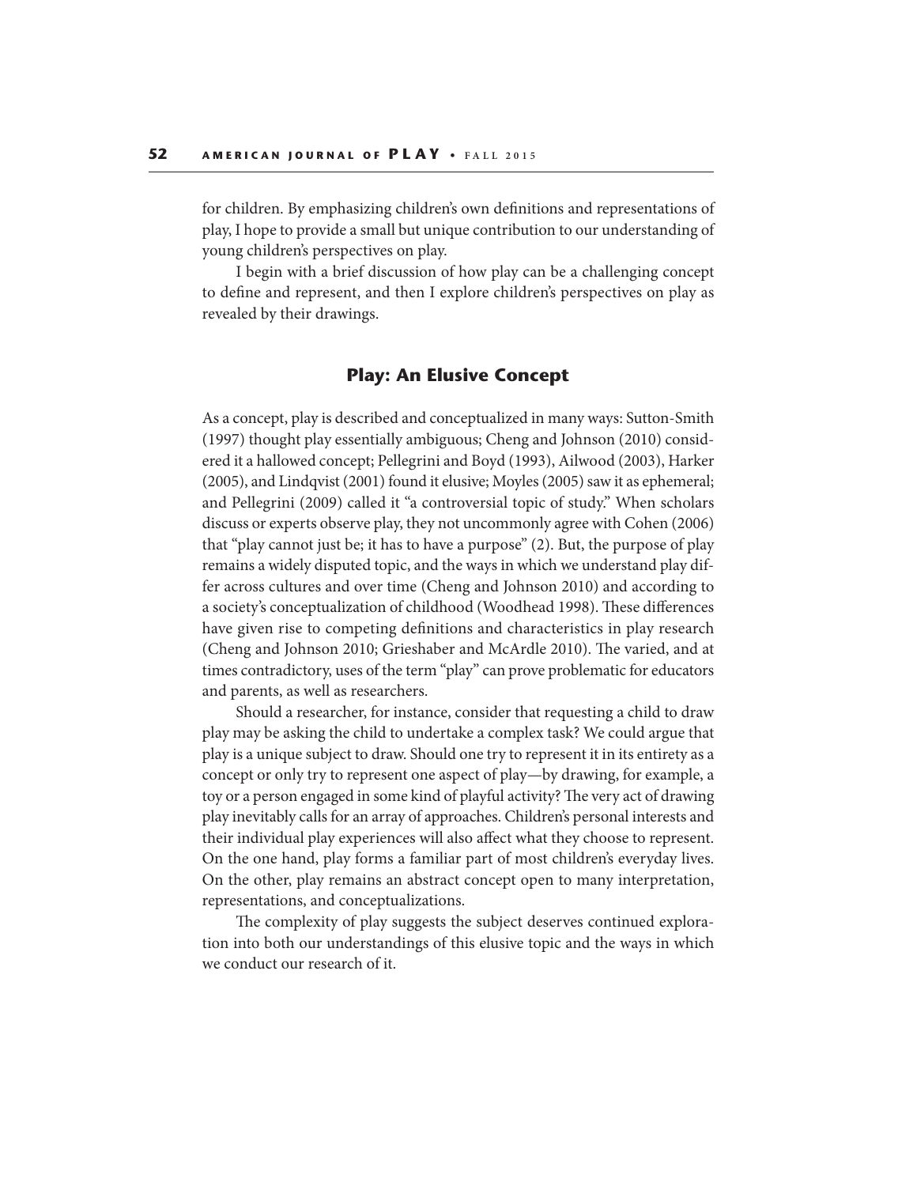for children. By emphasizing children's own definitions and representations of play, I hope to provide a small but unique contribution to our understanding of young children's perspectives on play.

I begin with a brief discussion of how play can be a challenging concept to define and represent, and then I explore children's perspectives on play as revealed by their drawings.

## Play: An Elusive Concept

As a concept, play is described and conceptualized in many ways: Sutton-Smith (1997) thought play essentially ambiguous; Cheng and Johnson (2010) considered it a hallowed concept; Pellegrini and Boyd (1993), Ailwood (2003), Harker (2005), and Lindqvist (2001) found it elusive; Moyles (2005) saw it as ephemeral; and Pellegrini (2009) called it "a controversial topic of study." When scholars discuss or experts observe play, they not uncommonly agree with Cohen (2006) that "play cannot just be; it has to have a purpose" (2). But, the purpose of play remains a widely disputed topic, and the ways in which we understand play differ across cultures and over time (Cheng and Johnson 2010) and according to a society's conceptualization of childhood (Woodhead 1998). These differences have given rise to competing definitions and characteristics in play research (Cheng and Johnson 2010; Grieshaber and McArdle 2010). The varied, and at times contradictory, uses of the term "play" can prove problematic for educators and parents, as well as researchers.

Should a researcher, for instance, consider that requesting a child to draw play may be asking the child to undertake a complex task? We could argue that play is a unique subject to draw. Should one try to represent it in its entirety as a concept or only try to represent one aspect of play—by drawing, for example, a toy or a person engaged in some kind of playful activity? The very act of drawing play inevitably calls for an array of approaches. Children's personal interests and their individual play experiences will also affect what they choose to represent. On the one hand, play forms a familiar part of most children's everyday lives. On the other, play remains an abstract concept open to many interpretation, representations, and conceptualizations.

The complexity of play suggests the subject deserves continued exploration into both our understandings of this elusive topic and the ways in which we conduct our research of it.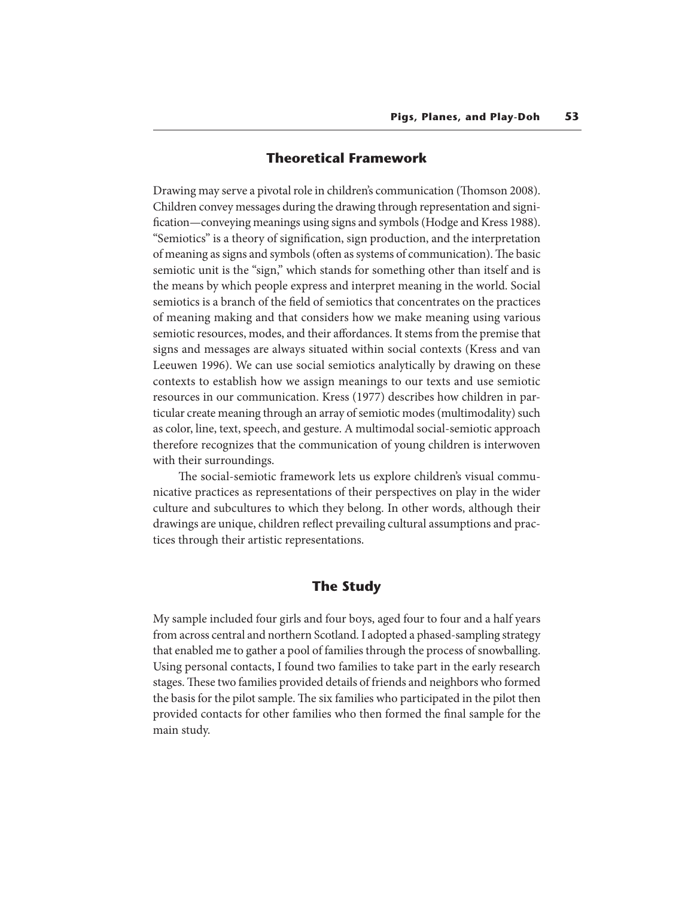## Theoretical Framework

Drawing may serve a pivotal role in children's communication (Thomson 2008). Children convey messages during the drawing through representation and signification—conveying meanings using signs and symbols (Hodge and Kress 1988). "Semiotics" is a theory of signification, sign production, and the interpretation of meaning as signs and symbols (often as systems of communication). The basic semiotic unit is the "sign," which stands for something other than itself and is the means by which people express and interpret meaning in the world. Social semiotics is a branch of the field of semiotics that concentrates on the practices of meaning making and that considers how we make meaning using various semiotic resources, modes, and their affordances. It stems from the premise that signs and messages are always situated within social contexts (Kress and van Leeuwen 1996). We can use social semiotics analytically by drawing on these contexts to establish how we assign meanings to our texts and use semiotic resources in our communication. Kress (1977) describes how children in particular create meaning through an array of semiotic modes (multimodality) such as color, line, text, speech, and gesture. A multimodal social-semiotic approach therefore recognizes that the communication of young children is interwoven with their surroundings.

The social-semiotic framework lets us explore children's visual communicative practices as representations of their perspectives on play in the wider culture and subcultures to which they belong. In other words, although their drawings are unique, children reflect prevailing cultural assumptions and practices through their artistic representations.

## The Study

My sample included four girls and four boys, aged four to four and a half years from across central and northern Scotland. I adopted a phased-sampling strategy that enabled me to gather a pool of families through the process of snowballing. Using personal contacts, I found two families to take part in the early research stages. These two families provided details of friends and neighbors who formed the basis for the pilot sample. The six families who participated in the pilot then provided contacts for other families who then formed the final sample for the main study.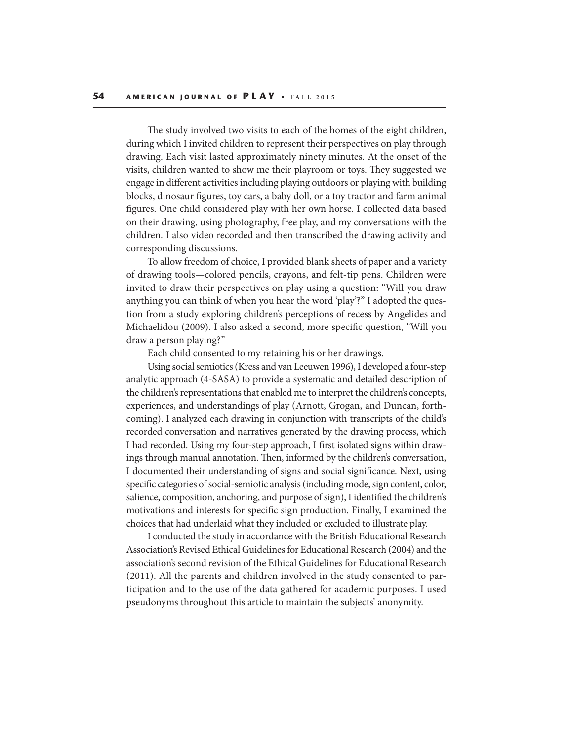The study involved two visits to each of the homes of the eight children, during which I invited children to represent their perspectives on play through drawing. Each visit lasted approximately ninety minutes. At the onset of the visits, children wanted to show me their playroom or toys. They suggested we engage in different activities including playing outdoors or playing with building blocks, dinosaur figures, toy cars, a baby doll, or a toy tractor and farm animal figures. One child considered play with her own horse. I collected data based on their drawing, using photography, free play, and my conversations with the children. I also video recorded and then transcribed the drawing activity and corresponding discussions.

To allow freedom of choice, I provided blank sheets of paper and a variety of drawing tools—colored pencils, crayons, and felt-tip pens. Children were invited to draw their perspectives on play using a question: "Will you draw anything you can think of when you hear the word 'play'?" I adopted the question from a study exploring children's perceptions of recess by Angelides and Michaelidou (2009). I also asked a second, more specific question, "Will you draw a person playing?"

Each child consented to my retaining his or her drawings.

Using social semiotics (Kress and van Leeuwen 1996), I developed a four-step analytic approach (4-SASA) to provide a systematic and detailed description of the children's representations that enabled me to interpret the children's concepts, experiences, and understandings of play (Arnott, Grogan, and Duncan, forthcoming). I analyzed each drawing in conjunction with transcripts of the child's recorded conversation and narratives generated by the drawing process, which I had recorded. Using my four-step approach, I first isolated signs within drawings through manual annotation. Then, informed by the children's conversation, I documented their understanding of signs and social significance. Next, using specific categories of social-semiotic analysis (including mode, sign content, color, salience, composition, anchoring, and purpose of sign), I identified the children's motivations and interests for specific sign production. Finally, I examined the choices that had underlaid what they included or excluded to illustrate play.

I conducted the study in accordance with the British Educational Research Association's Revised Ethical Guidelines for Educational Research (2004) and the association's second revision of the Ethical Guidelines for Educational Research (2011). All the parents and children involved in the study consented to participation and to the use of the data gathered for academic purposes. I used pseudonyms throughout this article to maintain the subjects' anonymity.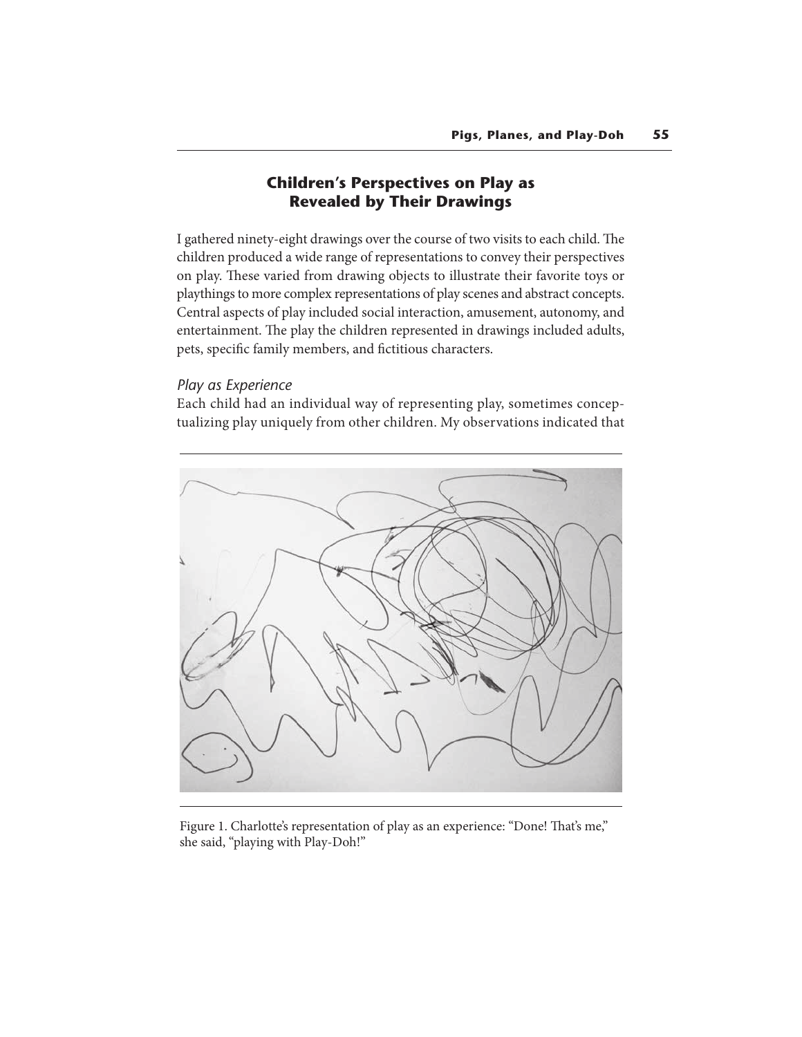## Children's Perspectives on Play as Revealed by Their Drawings

I gathered ninety-eight drawings over the course of two visits to each child. The children produced a wide range of representations to convey their perspectives on play. These varied from drawing objects to illustrate their favorite toys or playthings to more complex representations of play scenes and abstract concepts. Central aspects of play included social interaction, amusement, autonomy, and entertainment. The play the children represented in drawings included adults, pets, specific family members, and fictitious characters.

### *Play as Experience*

Each child had an individual way of representing play, sometimes conceptualizing play uniquely from other children. My observations indicated that

Figure 1. Charlotte's representation of play as an experience: "Done! That's me," she said, "playing with Play-Doh!"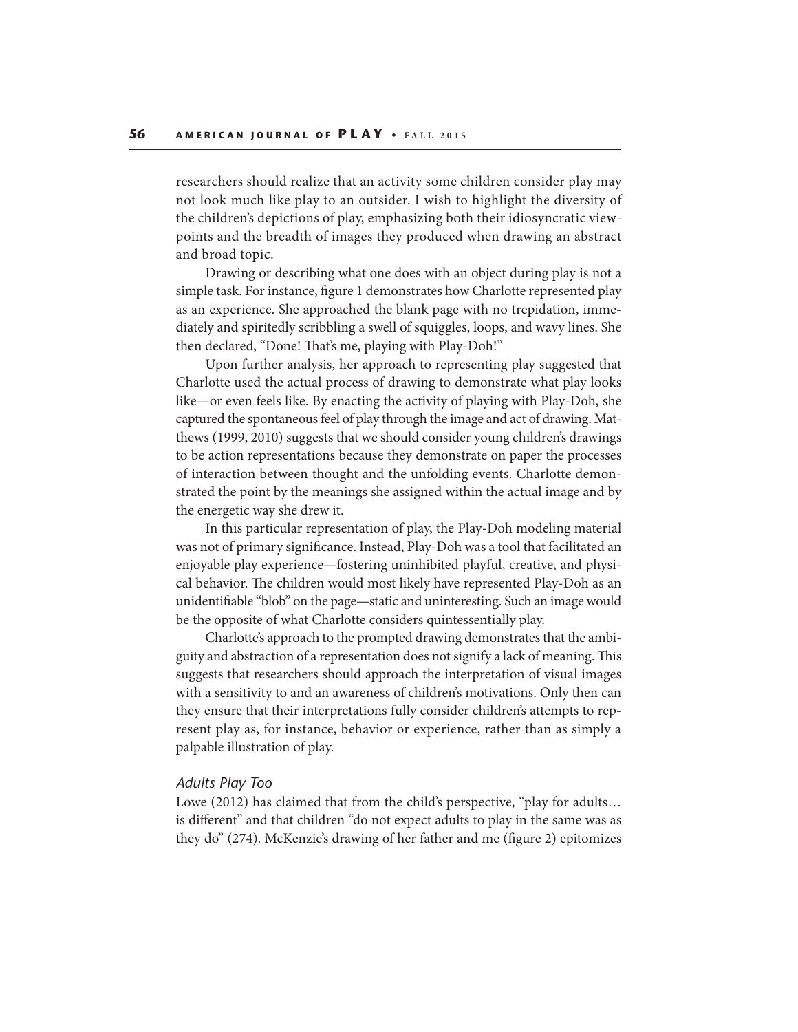researchers should realize that an activity some children consider play may not look much like play to an outsider. I wish to highlight the diversity of the children's depictions of play, emphasizing both their idiosyncratic viewpoints and the breadth of images they produced when drawing an abstract and broad topic.

Drawing or describing what one does with an object during play is not a simple task. For instance, figure 1 demonstrates how Charlotte represented play as an experience. She approached the blank page with no trepidation, immediately and spiritedly scribbling a swell of squiggles, loops, and wavy lines. She then declared, "Done! That's me, playing with Play-Doh!"

Upon further analysis, her approach to representing play suggested that Charlotte used the actual process of drawing to demonstrate what play looks like—or even feels like. By enacting the activity of playing with Play-Doh, she captured the spontaneous feel of play through the image and act of drawing. Matthews (1999, 2010) suggests that we should consider young children's drawings to be action representations because they demonstrate on paper the processes of interaction between thought and the unfolding events. Charlotte demonstrated the point by the meanings she assigned within the actual image and by the energetic way she drew it.

In this particular representation of play, the Play-Doh modeling material was not of primary significance. Instead, Play-Doh was a tool that facilitated an enjoyable play experience—fostering uninhibited playful, creative, and physical behavior. The children would most likely have represented Play-Doh as an unidentifiable "blob" on the page—static and uninteresting. Such an image would be the opposite of what Charlotte considers quintessentially play.

Charlotte's approach to the prompted drawing demonstrates that the ambiguity and abstraction of a representation does not signify a lack of meaning. This suggests that researchers should approach the interpretation of visual images with a sensitivity to and an awareness of children's motivations. Only then can they ensure that their interpretations fully consider children's attempts to represent play as, for instance, behavior or experience, rather than as simply a palpable illustration of play.

### *Adults Play Too*

Lowe (2012) has claimed that from the child's perspective, "play for adults… is different" and that children "do not expect adults to play in the same was as they do" (274). McKenzie's drawing of her father and me (figure 2) epitomizes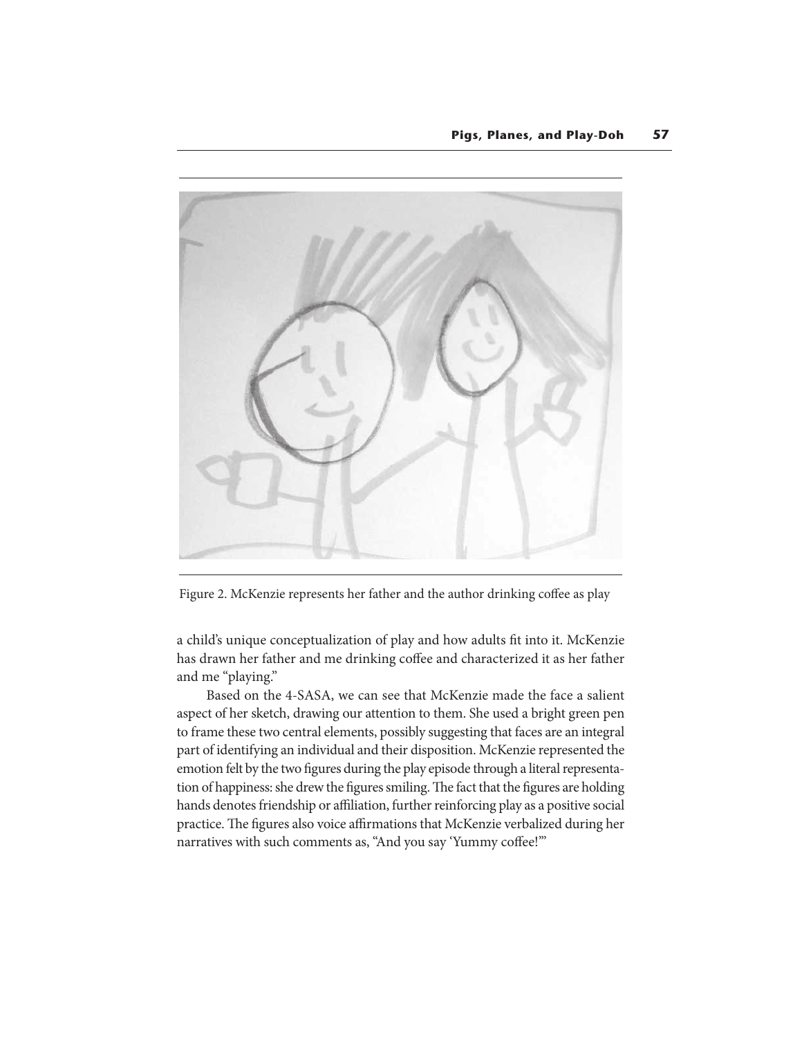Figure 2. McKenzie represents her father and the author drinking coffee as play

a child's unique conceptualization of play and how adults fit into it. McKenzie has drawn her father and me drinking coffee and characterized it as her father and me "playing."

Based on the 4-SASA, we can see that McKenzie made the face a salient aspect of her sketch, drawing our attention to them. She used a bright green pen to frame these two central elements, possibly suggesting that faces are an integral part of identifying an individual and their disposition. McKenzie represented the emotion felt by the two figures during the play episode through a literal representation of happiness: she drew the figures smiling. The fact that the figures are holding hands denotes friendship or affiliation, further reinforcing play as a positive social practice. The figures also voice affirmations that McKenzie verbalized during her narratives with such comments as, "And you say 'Yummy coffee!'"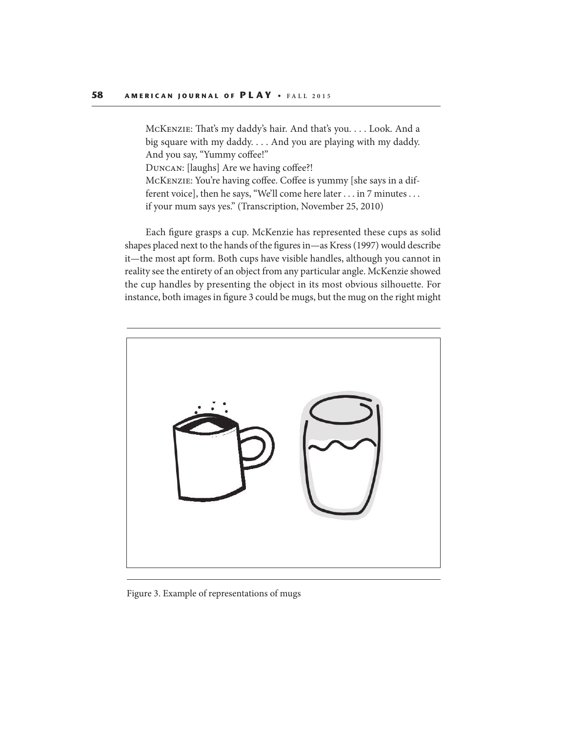McKenzie: That's my daddy's hair. And that's you. . . . Look. And a big square with my daddy. . . . And you are playing with my daddy. And you say, "Yummy coffee!"
Duncan: [laughs] Are we having coffee?!
McKenzie: You're having coffee. Coffee is yummy [she says in a different voice], then he says, "We'll come here later . . . in 7 minutes . . . if your mum says yes." (Transcription, November 25, 2010)

Each figure grasps a cup. McKenzie has represented these cups as solid shapes placed next to the hands of the figures in—as Kress (1997) would describe it—the most apt form. Both cups have visible handles, although you cannot in reality see the entirety of an object from any particular angle. McKenzie showed the cup handles by presenting the object in its most obvious silhouette. For instance, both images in figure 3 could be mugs, but the mug on the right might

Figure 3. Example of representations of mugs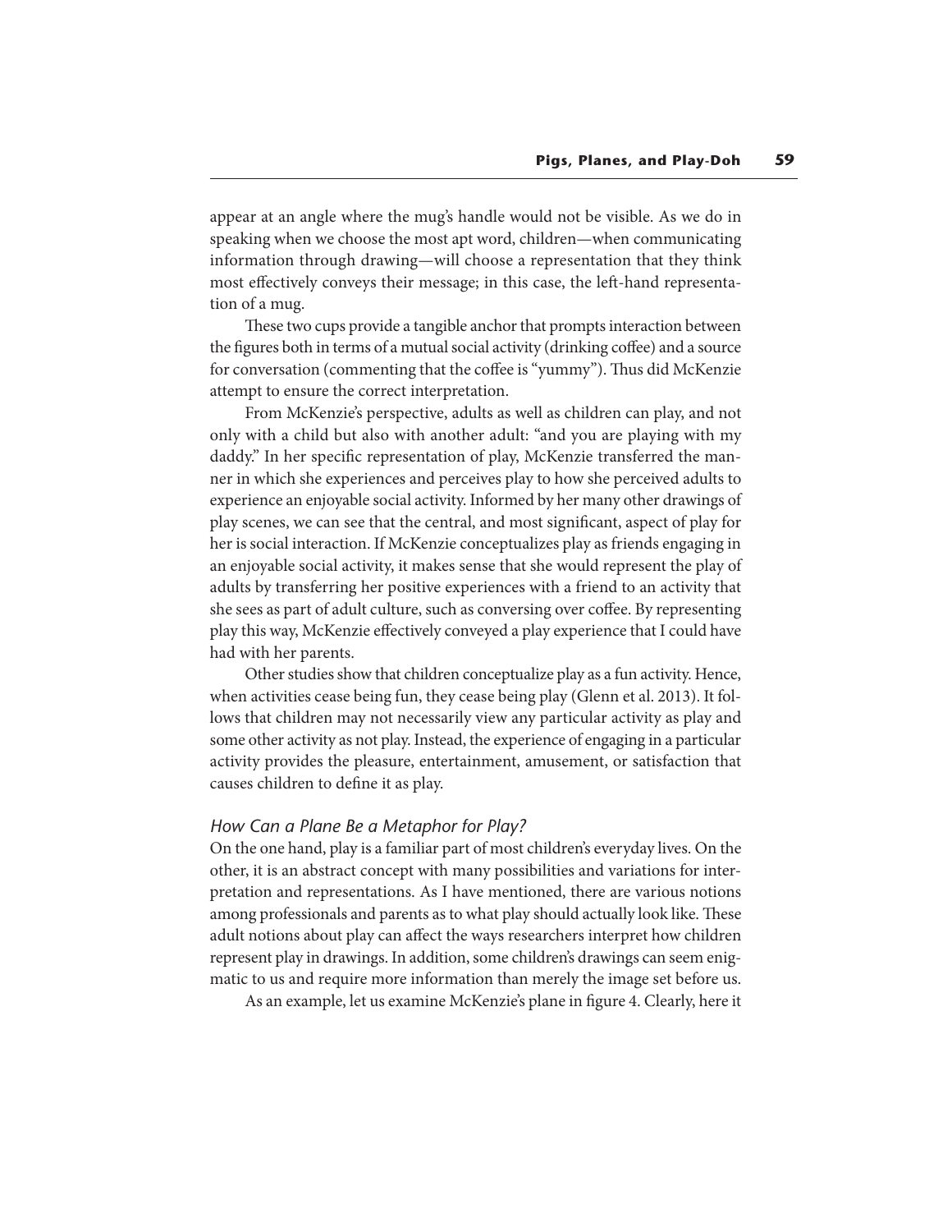appear at an angle where the mug's handle would not be visible. As we do in speaking when we choose the most apt word, children—when communicating information through drawing—will choose a representation that they think most effectively conveys their message; in this case, the left-hand representation of a mug.

These two cups provide a tangible anchor that prompts interaction between the figures both in terms of a mutual social activity (drinking coffee) and a source for conversation (commenting that the coffee is "yummy"). Thus did McKenzie attempt to ensure the correct interpretation.

From McKenzie's perspective, adults as well as children can play, and not only with a child but also with another adult: "and you are playing with my daddy." In her specific representation of play, McKenzie transferred the manner in which she experiences and perceives play to how she perceived adults to experience an enjoyable social activity. Informed by her many other drawings of play scenes, we can see that the central, and most significant, aspect of play for her is social interaction. If McKenzie conceptualizes play as friends engaging in an enjoyable social activity, it makes sense that she would represent the play of adults by transferring her positive experiences with a friend to an activity that she sees as part of adult culture, such as conversing over coffee. By representing play this way, McKenzie effectively conveyed a play experience that I could have had with her parents.

Other studies show that children conceptualize play as a fun activity. Hence, when activities cease being fun, they cease being play (Glenn et al. 2013). It follows that children may not necessarily view any particular activity as play and some other activity as not play. Instead, the experience of engaging in a particular activity provides the pleasure, entertainment, amusement, or satisfaction that causes children to define it as play.

### *How Can a Plane Be a Metaphor for Play?*

On the one hand, play is a familiar part of most children's everyday lives. On the other, it is an abstract concept with many possibilities and variations for interpretation and representations. As I have mentioned, there are various notions among professionals and parents as to what play should actually look like. These adult notions about play can affect the ways researchers interpret how children represent play in drawings. In addition, some children's drawings can seem enigmatic to us and require more information than merely the image set before us.

As an example, let us examine McKenzie's plane in figure 4. Clearly, here it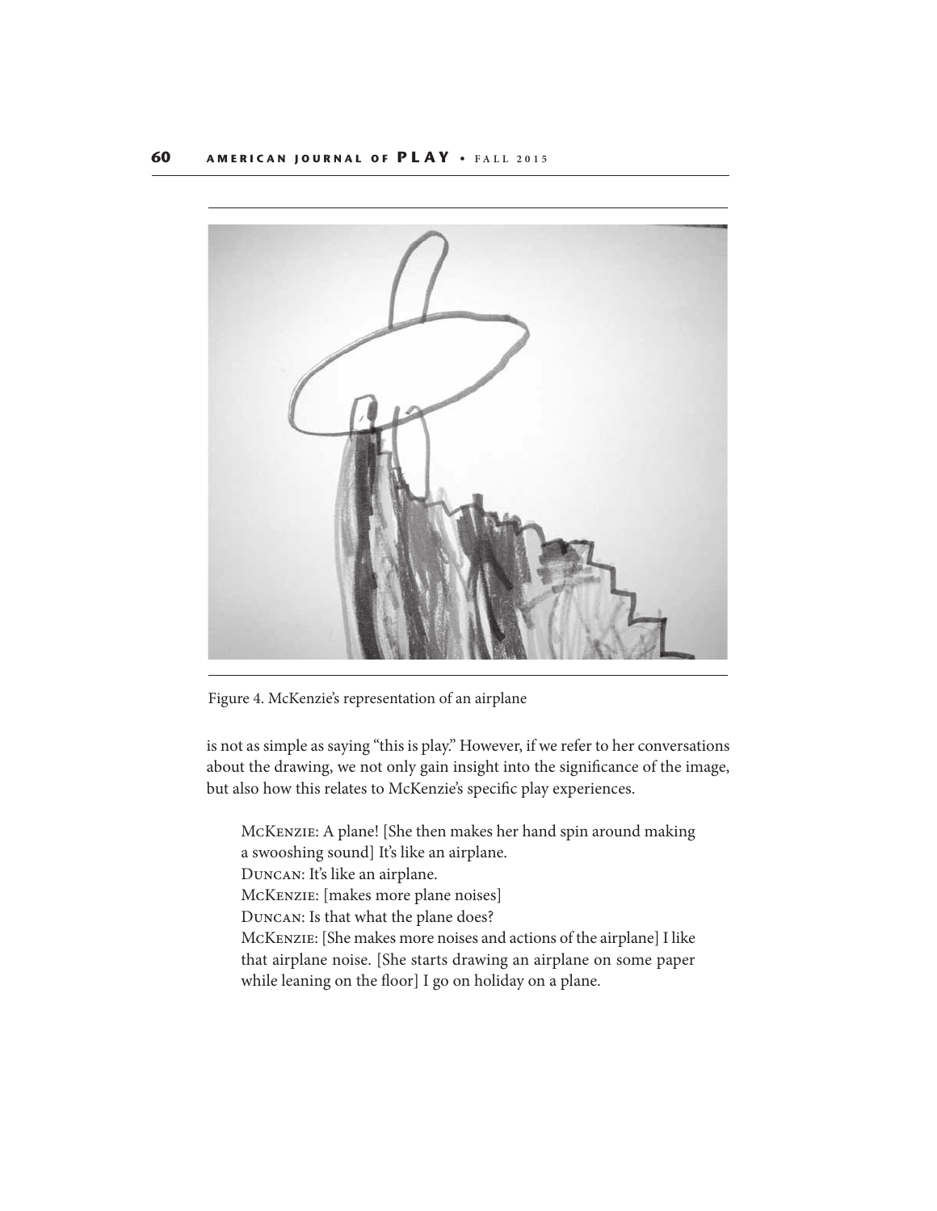Figure 4. McKenzie's representation of an airplane

is not as simple as saying "this is play." However, if we refer to her conversations about the drawing, we not only gain insight into the significance of the image, but also how this relates to McKenzie's specific play experiences.

> McKenzie: A plane! [She then makes her hand spin around making a swooshing sound] It's like an airplane.
> Duncan: It's like an airplane.
> McKenzie: [makes more plane noises]
> Duncan: Is that what the plane does?
> McKenzie: [She makes more noises and actions of the airplane] I like that airplane noise. [She starts drawing an airplane on some paper while leaning on the floor] I go on holiday on a plane.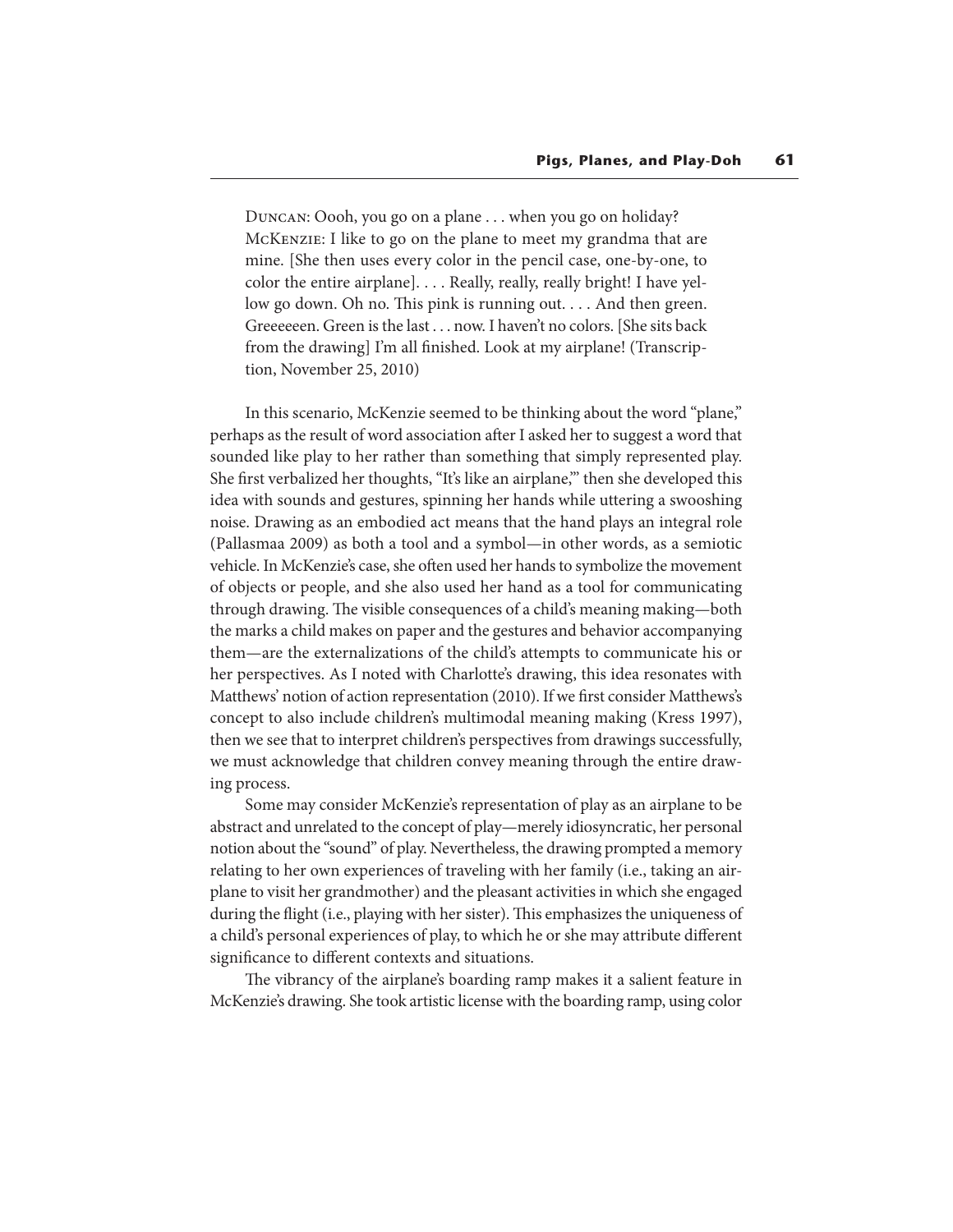Duncan: Oooh, you go on a plane . . . when you go on holiday?
McKenzie: I like to go on the plane to meet my grandma that are mine. [She then uses every color in the pencil case, one-by-one, to color the entire airplane]. . . . Really, really, really bright! I have yellow go down. Oh no. This pink is running out. . . . And then green. Greeeeeen. Green is the last . . . now. I haven't no colors. [She sits back from the drawing] I'm all finished. Look at my airplane! (Transcription, November 25, 2010)

In this scenario, McKenzie seemed to be thinking about the word "plane," perhaps as the result of word association after I asked her to suggest a word that sounded like play to her rather than something that simply represented play. She first verbalized her thoughts, "It's like an airplane,'" then she developed this idea with sounds and gestures, spinning her hands while uttering a swooshing noise. Drawing as an embodied act means that the hand plays an integral role (Pallasmaa 2009) as both a tool and a symbol—in other words, as a semiotic vehicle. In McKenzie's case, she often used her hands to symbolize the movement of objects or people, and she also used her hand as a tool for communicating through drawing. The visible consequences of a child's meaning making—both the marks a child makes on paper and the gestures and behavior accompanying them—are the externalizations of the child's attempts to communicate his or her perspectives. As I noted with Charlotte's drawing, this idea resonates with Matthews' notion of action representation (2010). If we first consider Matthews's concept to also include children's multimodal meaning making (Kress 1997), then we see that to interpret children's perspectives from drawings successfully, we must acknowledge that children convey meaning through the entire drawing process.

Some may consider McKenzie's representation of play as an airplane to be abstract and unrelated to the concept of play—merely idiosyncratic, her personal notion about the "sound" of play. Nevertheless, the drawing prompted a memory relating to her own experiences of traveling with her family (i.e., taking an airplane to visit her grandmother) and the pleasant activities in which she engaged during the flight (i.e., playing with her sister). This emphasizes the uniqueness of a child's personal experiences of play, to which he or she may attribute different significance to different contexts and situations.

The vibrancy of the airplane's boarding ramp makes it a salient feature in McKenzie's drawing. She took artistic license with the boarding ramp, using color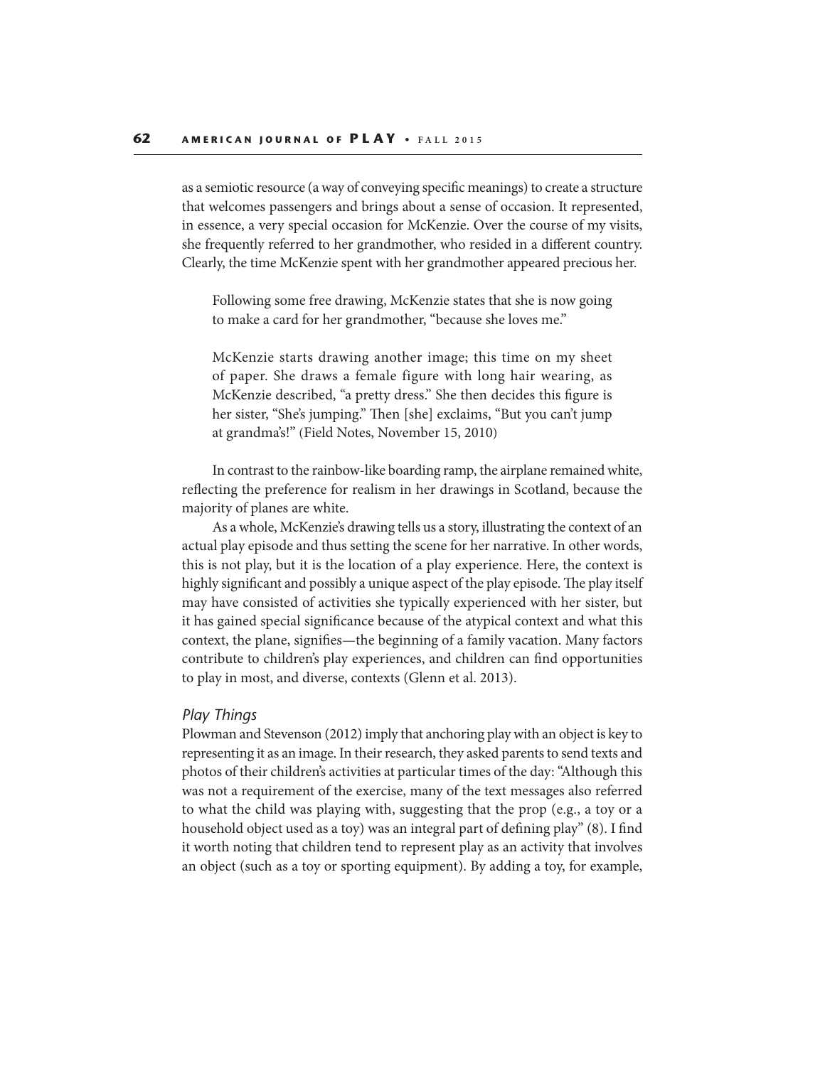as a semiotic resource (a way of conveying specific meanings) to create a structure that welcomes passengers and brings about a sense of occasion. It represented, in essence, a very special occasion for McKenzie. Over the course of my visits, she frequently referred to her grandmother, who resided in a different country. Clearly, the time McKenzie spent with her grandmother appeared precious her.

> Following some free drawing, McKenzie states that she is now going to make a card for her grandmother, "because she loves me."
>
> McKenzie starts drawing another image; this time on my sheet of paper. She draws a female figure with long hair wearing, as McKenzie described, "a pretty dress." She then decides this figure is her sister, "She's jumping." Then [she] exclaims, "But you can't jump at grandma's!" (Field Notes, November 15, 2010)

In contrast to the rainbow-like boarding ramp, the airplane remained white, reflecting the preference for realism in her drawings in Scotland, because the majority of planes are white.

As a whole, McKenzie's drawing tells us a story, illustrating the context of an actual play episode and thus setting the scene for her narrative. In other words, this is not play, but it is the location of a play experience. Here, the context is highly significant and possibly a unique aspect of the play episode. The play itself may have consisted of activities she typically experienced with her sister, but it has gained special significance because of the atypical context and what this context, the plane, signifies—the beginning of a family vacation. Many factors contribute to children's play experiences, and children can find opportunities to play in most, and diverse, contexts (Glenn et al. 2013).

### *Play Things*

Plowman and Stevenson (2012) imply that anchoring play with an object is key to representing it as an image. In their research, they asked parents to send texts and photos of their children's activities at particular times of the day: "Although this was not a requirement of the exercise, many of the text messages also referred to what the child was playing with, suggesting that the prop (e.g., a toy or a household object used as a toy) was an integral part of defining play" (8). I find it worth noting that children tend to represent play as an activity that involves an object (such as a toy or sporting equipment). By adding a toy, for example,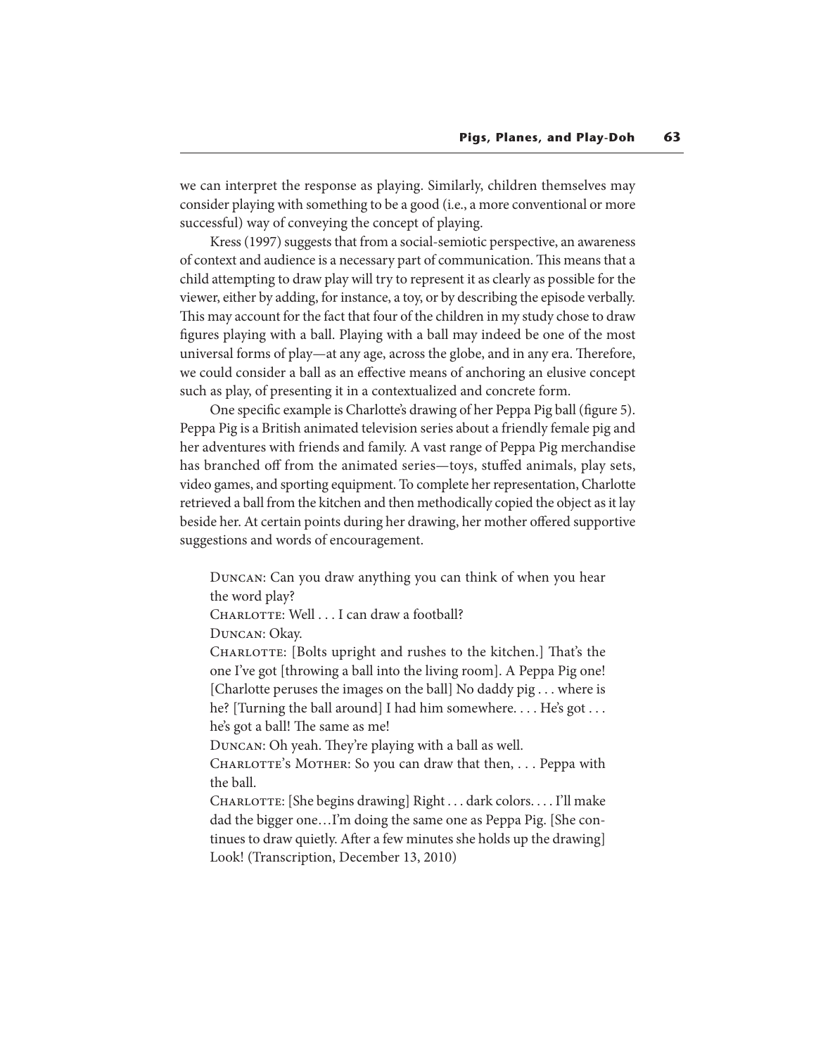we can interpret the response as playing. Similarly, children themselves may consider playing with something to be a good (i.e., a more conventional or more successful) way of conveying the concept of playing.

Kress (1997) suggests that from a social-semiotic perspective, an awareness of context and audience is a necessary part of communication. This means that a child attempting to draw play will try to represent it as clearly as possible for the viewer, either by adding, for instance, a toy, or by describing the episode verbally. This may account for the fact that four of the children in my study chose to draw figures playing with a ball. Playing with a ball may indeed be one of the most universal forms of play—at any age, across the globe, and in any era. Therefore, we could consider a ball as an effective means of anchoring an elusive concept such as play, of presenting it in a contextualized and concrete form.

One specific example is Charlotte's drawing of her Peppa Pig ball (figure 5). Peppa Pig is a British animated television series about a friendly female pig and her adventures with friends and family. A vast range of Peppa Pig merchandise has branched off from the animated series—toys, stuffed animals, play sets, video games, and sporting equipment. To complete her representation, Charlotte retrieved a ball from the kitchen and then methodically copied the object as it lay beside her. At certain points during her drawing, her mother offered supportive suggestions and words of encouragement.

> Duncan: Can you draw anything you can think of when you hear the word play?
>
> Charlotte: Well . . . I can draw a football?
>
> Duncan: Okay.
>
> Charlotte: [Bolts upright and rushes to the kitchen.] That's the one I've got [throwing a ball into the living room]. A Peppa Pig one! [Charlotte peruses the images on the ball] No daddy pig . . . where is he? [Turning the ball around] I had him somewhere. . . . He's got . . . he's got a ball! The same as me!
>
> Duncan: Oh yeah. They're playing with a ball as well.
>
> Charlotte's Mother: So you can draw that then, . . . Peppa with the ball.
>
> Charlotte: [She begins drawing] Right . . . dark colors. . . . I'll make dad the bigger one…I'm doing the same one as Peppa Pig. [She continues to draw quietly. After a few minutes she holds up the drawing] Look! (Transcription, December 13, 2010)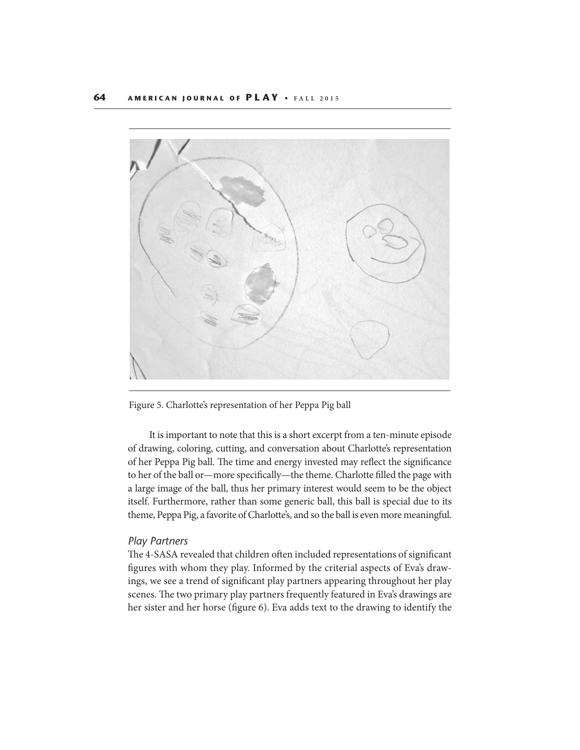Figure 5. Charlotte's representation of her Peppa Pig ball

It is important to note that this is a short excerpt from a ten-minute episode of drawing, coloring, cutting, and conversation about Charlotte's representation of her Peppa Pig ball. The time and energy invested may reflect the significance to her of the ball or—more specifically—the theme. Charlotte filled the page with a large image of the ball, thus her primary interest would seem to be the object itself. Furthermore, rather than some generic ball, this ball is special due to its theme, Peppa Pig, a favorite of Charlotte's, and so the ball is even more meaningful.

### *Play Partners*

The 4-SASA revealed that children often included representations of significant figures with whom they play. Informed by the criterial aspects of Eva's drawings, we see a trend of significant play partners appearing throughout her play scenes. The two primary play partners frequently featured in Eva's drawings are her sister and her horse (figure 6). Eva adds text to the drawing to identify the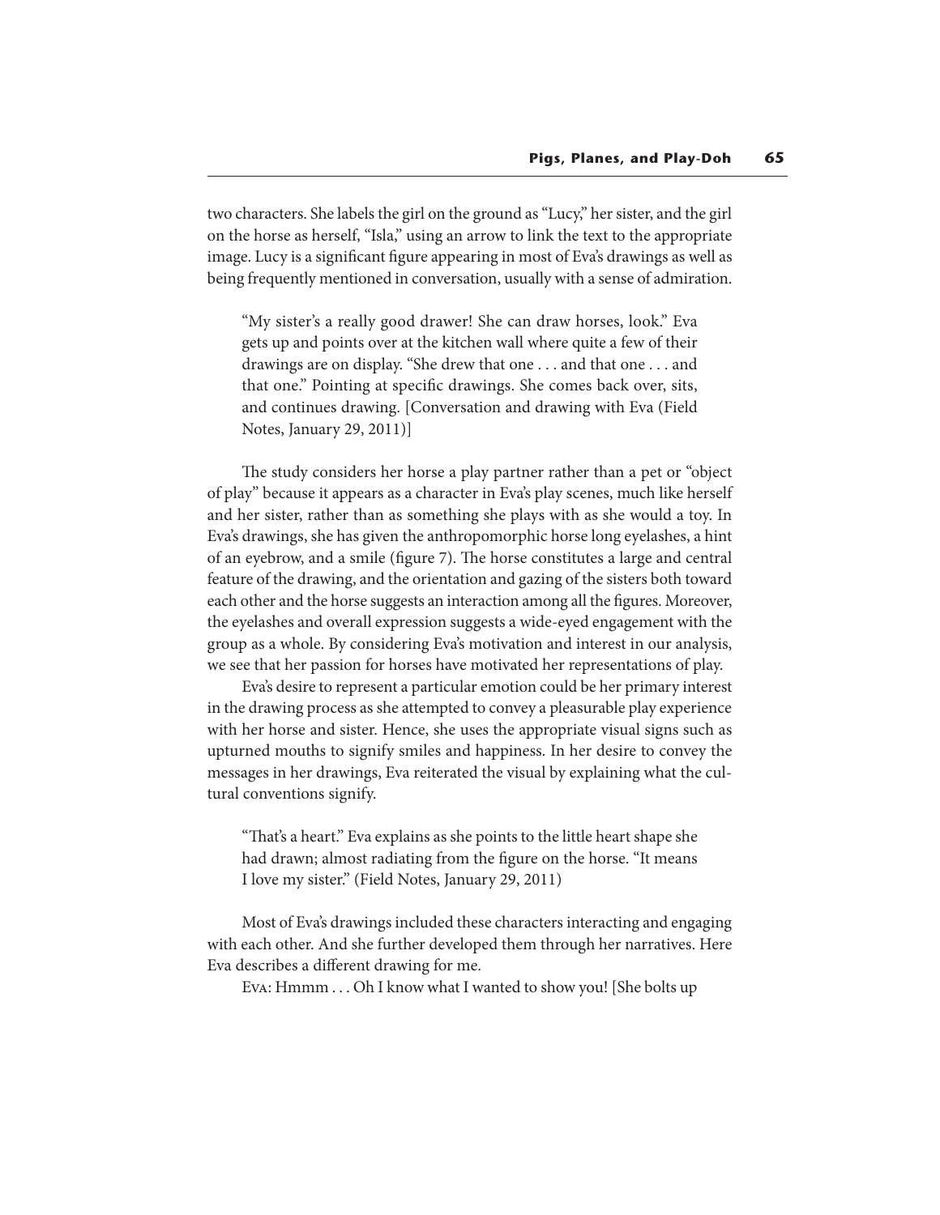two characters. She labels the girl on the ground as "Lucy," her sister, and the girl on the horse as herself, "Isla," using an arrow to link the text to the appropriate image. Lucy is a significant figure appearing in most of Eva's drawings as well as being frequently mentioned in conversation, usually with a sense of admiration.

> "My sister's a really good drawer! She can draw horses, look." Eva gets up and points over at the kitchen wall where quite a few of their drawings are on display. "She drew that one . . . and that one . . . and that one." Pointing at specific drawings. She comes back over, sits, and continues drawing. [Conversation and drawing with Eva (Field Notes, January 29, 2011)]

The study considers her horse a play partner rather than a pet or "object of play" because it appears as a character in Eva's play scenes, much like herself and her sister, rather than as something she plays with as she would a toy. In Eva's drawings, she has given the anthropomorphic horse long eyelashes, a hint of an eyebrow, and a smile (figure 7). The horse constitutes a large and central feature of the drawing, and the orientation and gazing of the sisters both toward each other and the horse suggests an interaction among all the figures. Moreover, the eyelashes and overall expression suggests a wide-eyed engagement with the group as a whole. By considering Eva's motivation and interest in our analysis, we see that her passion for horses have motivated her representations of play.

Eva's desire to represent a particular emotion could be her primary interest in the drawing process as she attempted to convey a pleasurable play experience with her horse and sister. Hence, she uses the appropriate visual signs such as upturned mouths to signify smiles and happiness. In her desire to convey the messages in her drawings, Eva reiterated the visual by explaining what the cultural conventions signify.

> "That's a heart." Eva explains as she points to the little heart shape she had drawn; almost radiating from the figure on the horse. "It means I love my sister." (Field Notes, January 29, 2011)

Most of Eva's drawings included these characters interacting and engaging with each other. And she further developed them through her narratives. Here Eva describes a different drawing for me.

Eva: Hmmm . . . Oh I know what I wanted to show you! [She bolts up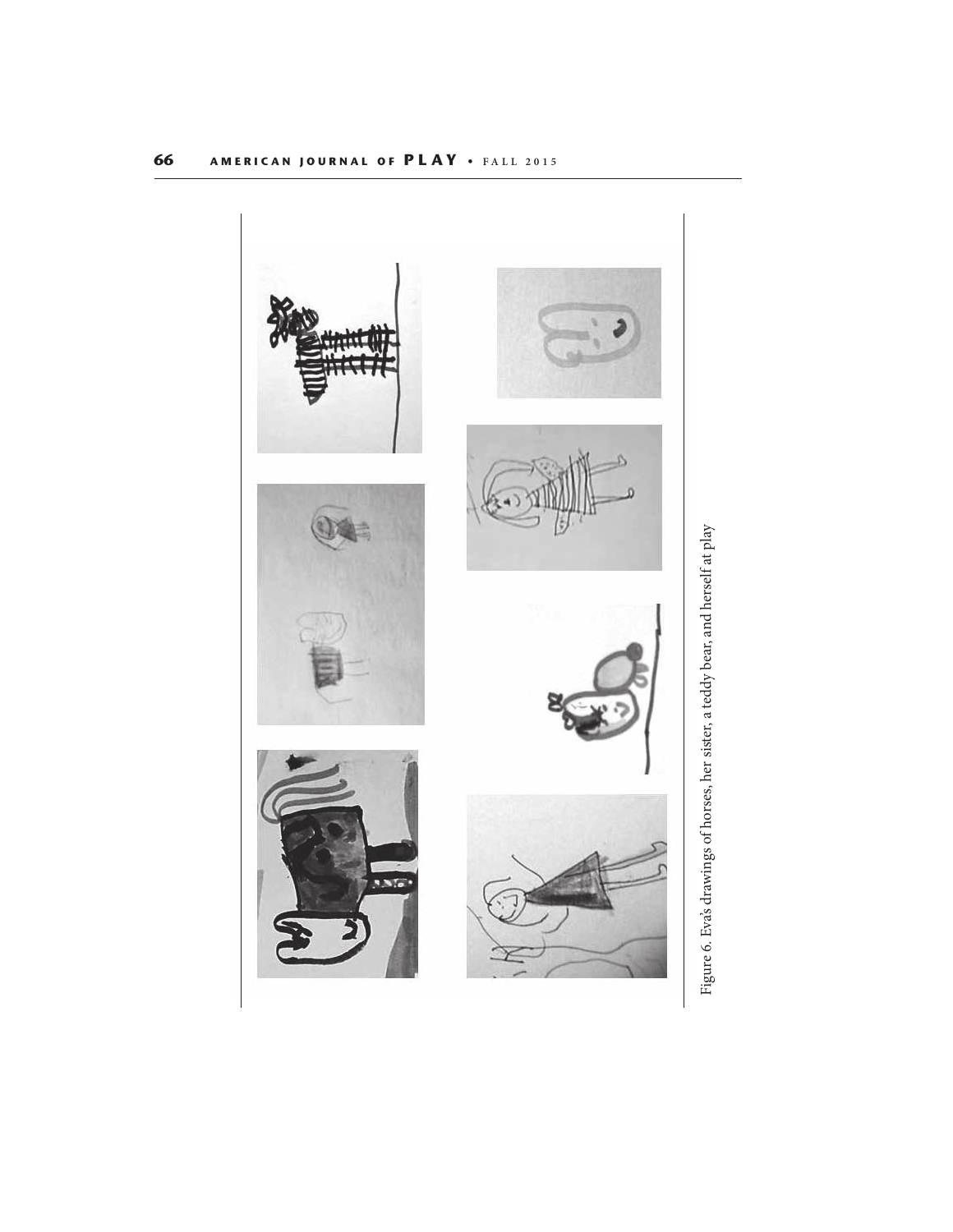Figure 6. Eva's drawings of horses, her sister, a teddy bear, and herself at play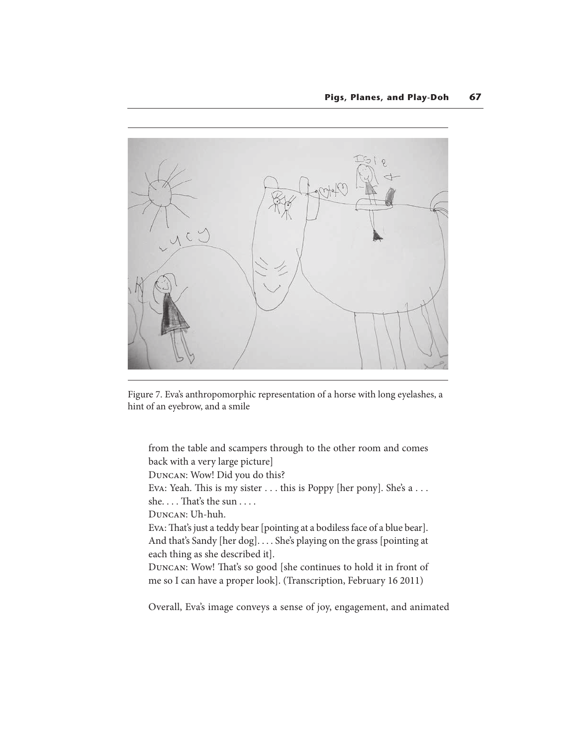Figure 7. Eva's anthropomorphic representation of a horse with long eyelashes, a hint of an eyebrow, and a smile

from the table and scampers through to the other room and comes back with a very large picture]

Duncan: Wow! Did you do this?

Eva: Yeah. This is my sister . . . this is Poppy [her pony]. She's a . . . she. . . . That's the sun . . . .

Duncan: Uh-huh.

Eva: That's just a teddy bear [pointing at a bodiless face of a blue bear]. And that's Sandy [her dog]. . . . She's playing on the grass [pointing at each thing as she described it].

Duncan: Wow! That's so good [she continues to hold it in front of me so I can have a proper look]. (Transcription, February 16 2011)

Overall, Eva's image conveys a sense of joy, engagement, and animated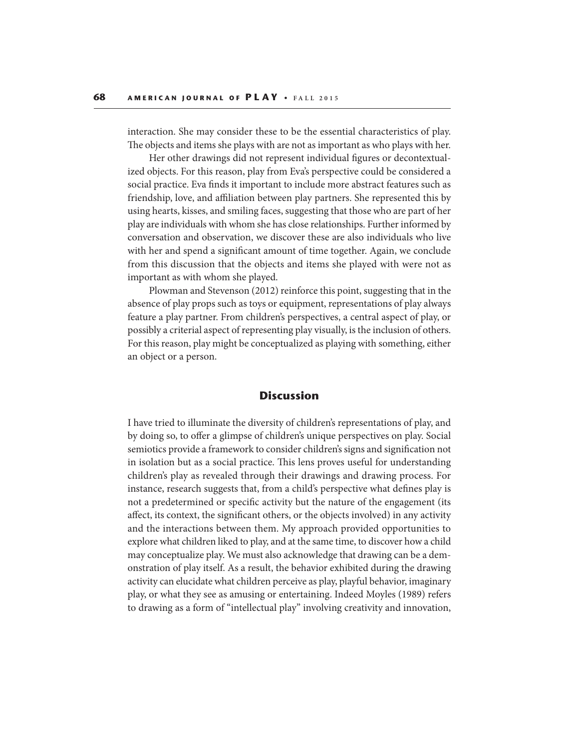interaction. She may consider these to be the essential characteristics of play. The objects and items she plays with are not as important as who plays with her.

Her other drawings did not represent individual figures or decontextualized objects. For this reason, play from Eva's perspective could be considered a social practice. Eva finds it important to include more abstract features such as friendship, love, and affiliation between play partners. She represented this by using hearts, kisses, and smiling faces, suggesting that those who are part of her play are individuals with whom she has close relationships. Further informed by conversation and observation, we discover these are also individuals who live with her and spend a significant amount of time together. Again, we conclude from this discussion that the objects and items she played with were not as important as with whom she played.

Plowman and Stevenson (2012) reinforce this point, suggesting that in the absence of play props such as toys or equipment, representations of play always feature a play partner. From children's perspectives, a central aspect of play, or possibly a criterial aspect of representing play visually, is the inclusion of others. For this reason, play might be conceptualized as playing with something, either an object or a person.

## Discussion

I have tried to illuminate the diversity of children's representations of play, and by doing so, to offer a glimpse of children's unique perspectives on play. Social semiotics provide a framework to consider children's signs and signification not in isolation but as a social practice. This lens proves useful for understanding children's play as revealed through their drawings and drawing process. For instance, research suggests that, from a child's perspective what defines play is not a predetermined or specific activity but the nature of the engagement (its affect, its context, the significant others, or the objects involved) in any activity and the interactions between them. My approach provided opportunities to explore what children liked to play, and at the same time, to discover how a child may conceptualize play. We must also acknowledge that drawing can be a demonstration of play itself. As a result, the behavior exhibited during the drawing activity can elucidate what children perceive as play, playful behavior, imaginary play, or what they see as amusing or entertaining. Indeed Moyles (1989) refers to drawing as a form of "intellectual play" involving creativity and innovation,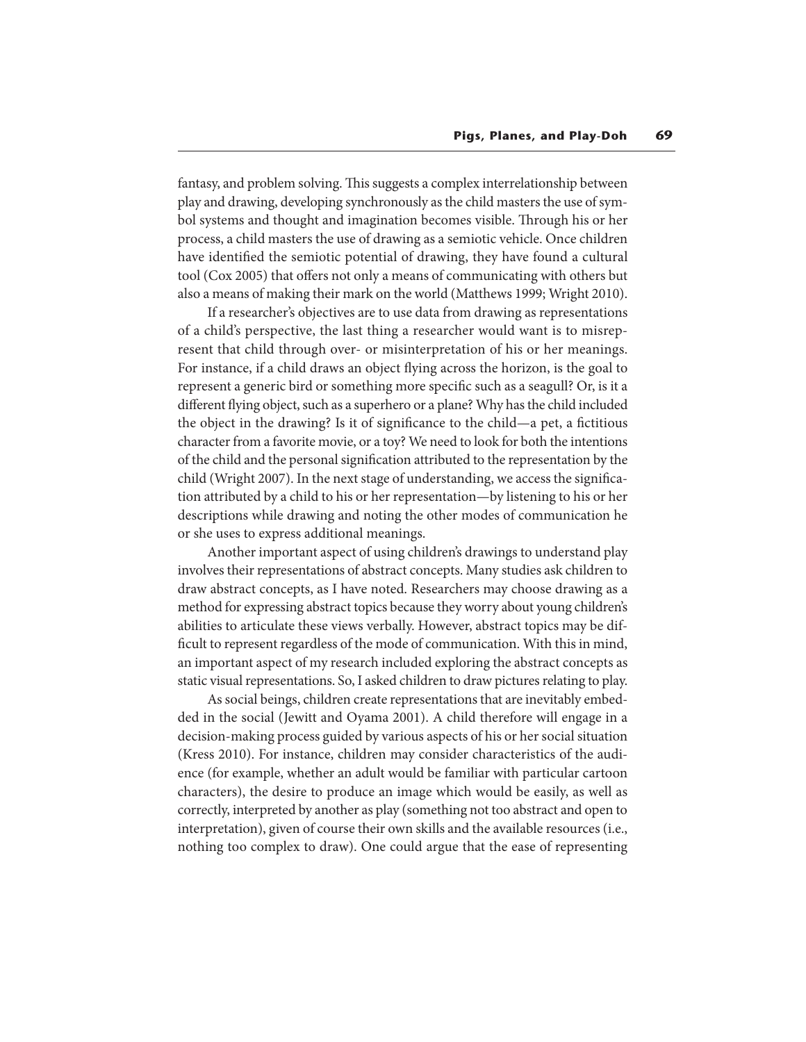fantasy, and problem solving. This suggests a complex interrelationship between play and drawing, developing synchronously as the child masters the use of symbol systems and thought and imagination becomes visible. Through his or her process, a child masters the use of drawing as a semiotic vehicle. Once children have identified the semiotic potential of drawing, they have found a cultural tool (Cox 2005) that offers not only a means of communicating with others but also a means of making their mark on the world (Matthews 1999; Wright 2010).

If a researcher's objectives are to use data from drawing as representations of a child's perspective, the last thing a researcher would want is to misrepresent that child through over- or misinterpretation of his or her meanings. For instance, if a child draws an object flying across the horizon, is the goal to represent a generic bird or something more specific such as a seagull? Or, is it a different flying object, such as a superhero or a plane? Why has the child included the object in the drawing? Is it of significance to the child—a pet, a fictitious character from a favorite movie, or a toy? We need to look for both the intentions of the child and the personal signification attributed to the representation by the child (Wright 2007). In the next stage of understanding, we access the signification attributed by a child to his or her representation—by listening to his or her descriptions while drawing and noting the other modes of communication he or she uses to express additional meanings.

Another important aspect of using children's drawings to understand play involves their representations of abstract concepts. Many studies ask children to draw abstract concepts, as I have noted. Researchers may choose drawing as a method for expressing abstract topics because they worry about young children's abilities to articulate these views verbally. However, abstract topics may be difficult to represent regardless of the mode of communication. With this in mind, an important aspect of my research included exploring the abstract concepts as static visual representations. So, I asked children to draw pictures relating to play.

As social beings, children create representations that are inevitably embedded in the social (Jewitt and Oyama 2001). A child therefore will engage in a decision-making process guided by various aspects of his or her social situation (Kress 2010). For instance, children may consider characteristics of the audience (for example, whether an adult would be familiar with particular cartoon characters), the desire to produce an image which would be easily, as well as correctly, interpreted by another as play (something not too abstract and open to interpretation), given of course their own skills and the available resources (i.e., nothing too complex to draw). One could argue that the ease of representing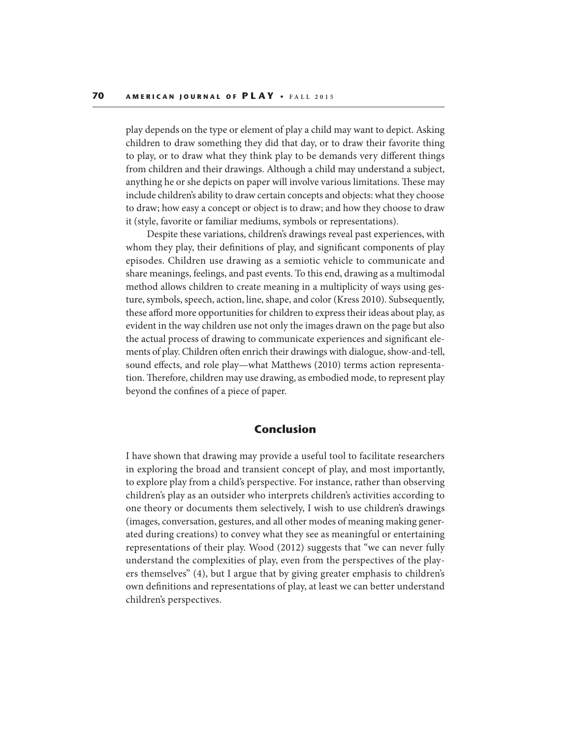play depends on the type or element of play a child may want to depict. Asking children to draw something they did that day, or to draw their favorite thing to play, or to draw what they think play to be demands very different things from children and their drawings. Although a child may understand a subject, anything he or she depicts on paper will involve various limitations. These may include children's ability to draw certain concepts and objects: what they choose to draw; how easy a concept or object is to draw; and how they choose to draw it (style, favorite or familiar mediums, symbols or representations).

Despite these variations, children's drawings reveal past experiences, with whom they play, their definitions of play, and significant components of play episodes. Children use drawing as a semiotic vehicle to communicate and share meanings, feelings, and past events. To this end, drawing as a multimodal method allows children to create meaning in a multiplicity of ways using gesture, symbols, speech, action, line, shape, and color (Kress 2010). Subsequently, these afford more opportunities for children to express their ideas about play, as evident in the way children use not only the images drawn on the page but also the actual process of drawing to communicate experiences and significant elements of play. Children often enrich their drawings with dialogue, show-and-tell, sound effects, and role play—what Matthews (2010) terms action representation. Therefore, children may use drawing, as embodied mode, to represent play beyond the confines of a piece of paper.

## Conclusion

I have shown that drawing may provide a useful tool to facilitate researchers in exploring the broad and transient concept of play, and most importantly, to explore play from a child's perspective. For instance, rather than observing children's play as an outsider who interprets children's activities according to one theory or documents them selectively, I wish to use children's drawings (images, conversation, gestures, and all other modes of meaning making generated during creations) to convey what they see as meaningful or entertaining representations of their play. Wood (2012) suggests that "we can never fully understand the complexities of play, even from the perspectives of the players themselves" (4), but I argue that by giving greater emphasis to children's own definitions and representations of play, at least we can better understand children's perspectives.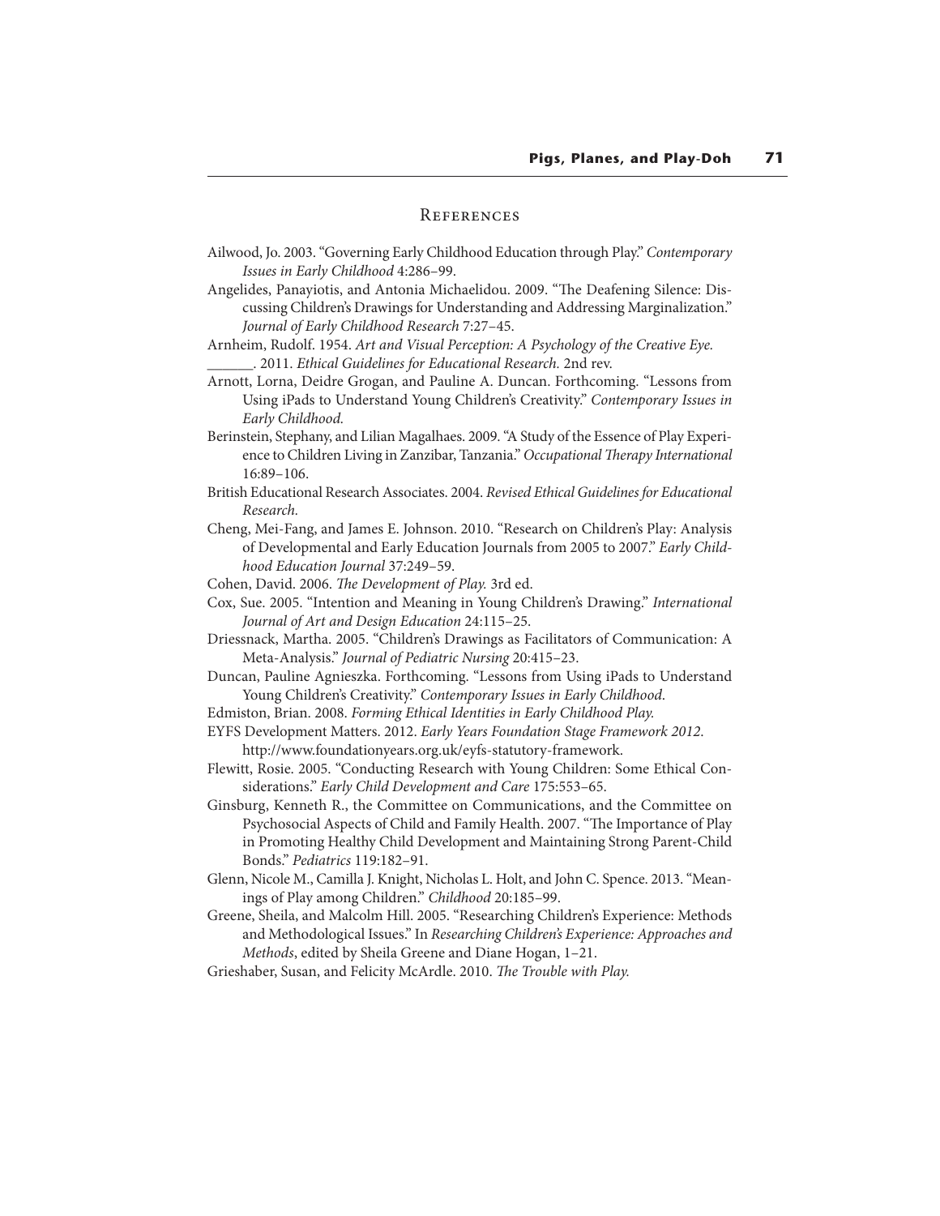## References

Ailwood, Jo. 2003. "Governing Early Childhood Education through Play." *Contemporary Issues in Early Childhood* 4:286–99.

Angelides, Panayiotis, and Antonia Michaelidou. 2009. "The Deafening Silence: Discussing Children's Drawings for Understanding and Addressing Marginalization." *Journal of Early Childhood Research* 7:27–45.

Arnheim, Rudolf. 1954. *Art and Visual Perception: A Psychology of the Creative Eye.*

______. 2011. *Ethical Guidelines for Educational Research.* 2nd rev.

Arnott, Lorna, Deidre Grogan, and Pauline A. Duncan. Forthcoming. "Lessons from Using iPads to Understand Young Children's Creativity." *Contemporary Issues in Early Childhood.*

Berinstein, Stephany, and Lilian Magalhaes. 2009. "A Study of the Essence of Play Experience to Children Living in Zanzibar, Tanzania." *Occupational Therapy International* 16:89–106.

British Educational Research Associates. 2004. *Revised Ethical Guidelines for Educational Research.*

Cheng, Mei-Fang, and James E. Johnson. 2010. "Research on Children's Play: Analysis of Developmental and Early Education Journals from 2005 to 2007." *Early Childhood Education Journal* 37:249–59.

Cohen, David. 2006. *The Development of Play.* 3rd ed.

Cox, Sue. 2005. "Intention and Meaning in Young Children's Drawing." *International Journal of Art and Design Education* 24:115–25.

Driessnack, Martha. 2005. "Children's Drawings as Facilitators of Communication: A Meta-Analysis." *Journal of Pediatric Nursing* 20:415–23.

Duncan, Pauline Agnieszka. Forthcoming. "Lessons from Using iPads to Understand Young Children's Creativity." *Contemporary Issues in Early Childhood.*

Edmiston, Brian. 2008. *Forming Ethical Identities in Early Childhood Play.*

EYFS Development Matters. 2012. *Early Years Foundation Stage Framework 2012.* http://www.foundationyears.org.uk/eyfs-statutory-framework.

Flewitt, Rosie. 2005. "Conducting Research with Young Children: Some Ethical Considerations." *Early Child Development and Care* 175:553–65.

Ginsburg, Kenneth R., the Committee on Communications, and the Committee on Psychosocial Aspects of Child and Family Health. 2007. "The Importance of Play in Promoting Healthy Child Development and Maintaining Strong Parent-Child Bonds." *Pediatrics* 119:182–91.

Glenn, Nicole M., Camilla J. Knight, Nicholas L. Holt, and John C. Spence. 2013. "Meanings of Play among Children." *Childhood* 20:185–99.

Greene, Sheila, and Malcolm Hill. 2005. "Researching Children's Experience: Methods and Methodological Issues." In *Researching Children's Experience: Approaches and Methods*, edited by Sheila Greene and Diane Hogan, 1–21.

Grieshaber, Susan, and Felicity McArdle. 2010. *The Trouble with Play.*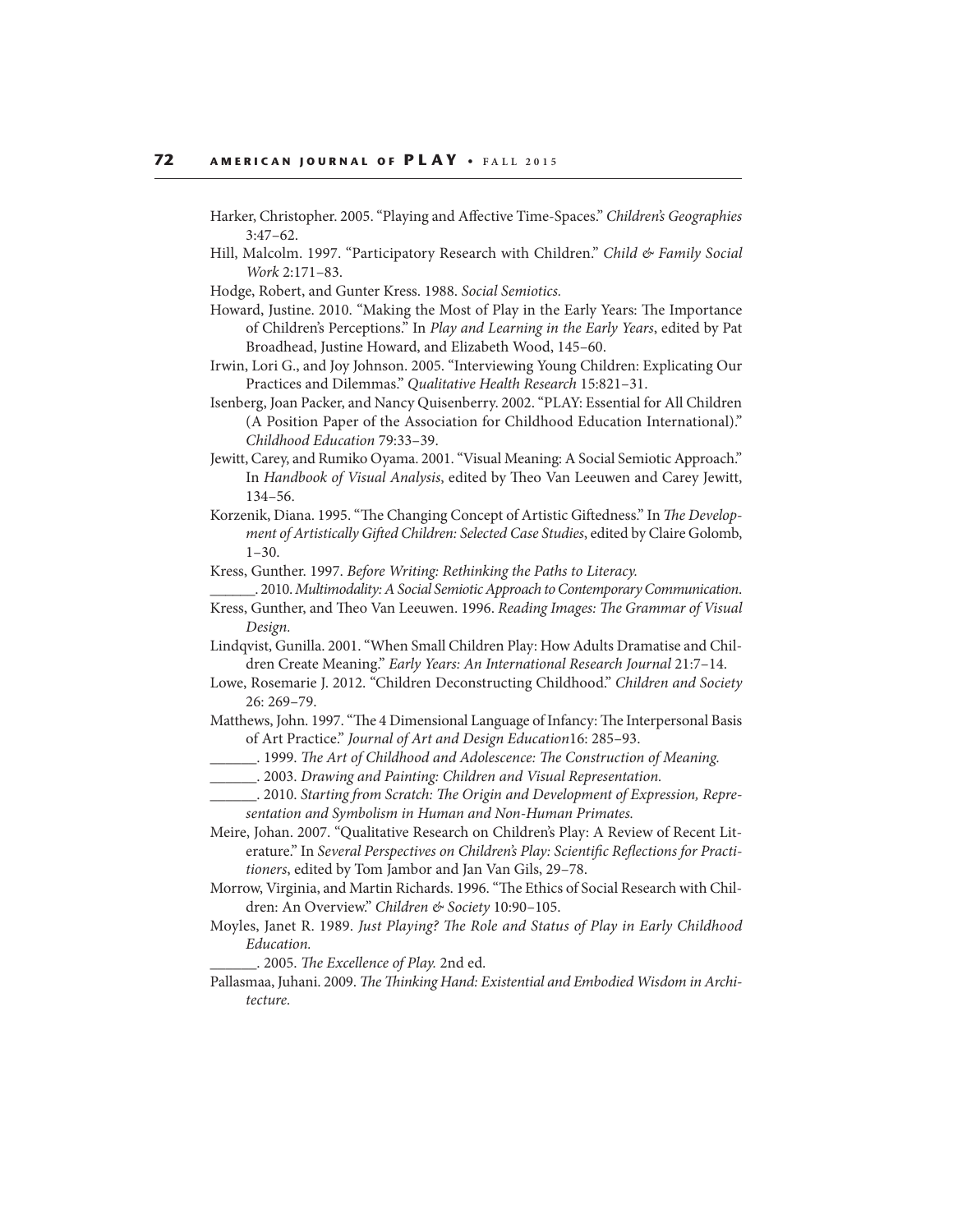Harker, Christopher. 2005. "Playing and Affective Time-Spaces." *Children's Geographies* 3:47–62.

Hill, Malcolm. 1997. "Participatory Research with Children." *Child & Family Social Work* 2:171–83.

Hodge, Robert, and Gunter Kress. 1988. *Social Semiotics.*

Howard, Justine. 2010. "Making the Most of Play in the Early Years: The Importance of Children's Perceptions." In *Play and Learning in the Early Years*, edited by Pat Broadhead, Justine Howard, and Elizabeth Wood, 145–60.

Irwin, Lori G., and Joy Johnson. 2005. "Interviewing Young Children: Explicating Our Practices and Dilemmas." *Qualitative Health Research* 15:821–31.

Isenberg, Joan Packer, and Nancy Quisenberry. 2002. "PLAY: Essential for All Children (A Position Paper of the Association for Childhood Education International)." *Childhood Education* 79:33–39.

Jewitt, Carey, and Rumiko Oyama. 2001. "Visual Meaning: A Social Semiotic Approach." In *Handbook of Visual Analysis*, edited by Theo Van Leeuwen and Carey Jewitt, 134–56.

Korzenik, Diana. 1995. "The Changing Concept of Artistic Giftedness." In *The Development of Artistically Gifted Children: Selected Case Studies*, edited by Claire Golomb, 1–30.

Kress, Gunther. 1997. *Before Writing: Rethinking the Paths to Literacy.*

______. 2010. *Multimodality: A Social Semiotic Approach to Contemporary Communication.*

Kress, Gunther, and Theo Van Leeuwen. 1996. *Reading Images: The Grammar of Visual Design.*

Lindqvist, Gunilla. 2001. "When Small Children Play: How Adults Dramatise and Children Create Meaning." *Early Years: An International Research Journal* 21:7–14.

Lowe, Rosemarie J. 2012. "Children Deconstructing Childhood." *Children and Society* 26: 269–79.

Matthews, John. 1997. "The 4 Dimensional Language of Infancy: The Interpersonal Basis of Art Practice." *Journal of Art and Design Education*16: 285–93.

______. 1999. *The Art of Childhood and Adolescence: The Construction of Meaning.*

______. 2003. *Drawing and Painting: Children and Visual Representation.*

______. 2010. *Starting from Scratch: The Origin and Development of Expression, Representation and Symbolism in Human and Non-Human Primates.*

Meire, Johan. 2007. "Qualitative Research on Children's Play: A Review of Recent Literature." In *Several Perspectives on Children's Play: Scientific Reflections for Practitioners*, edited by Tom Jambor and Jan Van Gils, 29–78.

Morrow, Virginia, and Martin Richards. 1996. "The Ethics of Social Research with Children: An Overview." *Children & Society* 10:90–105.

Moyles, Janet R. 1989. *Just Playing? The Role and Status of Play in Early Childhood Education.*

______. 2005. *The Excellence of Play.* 2nd ed.

Pallasmaa, Juhani. 2009. *The Thinking Hand: Existential and Embodied Wisdom in Architecture.*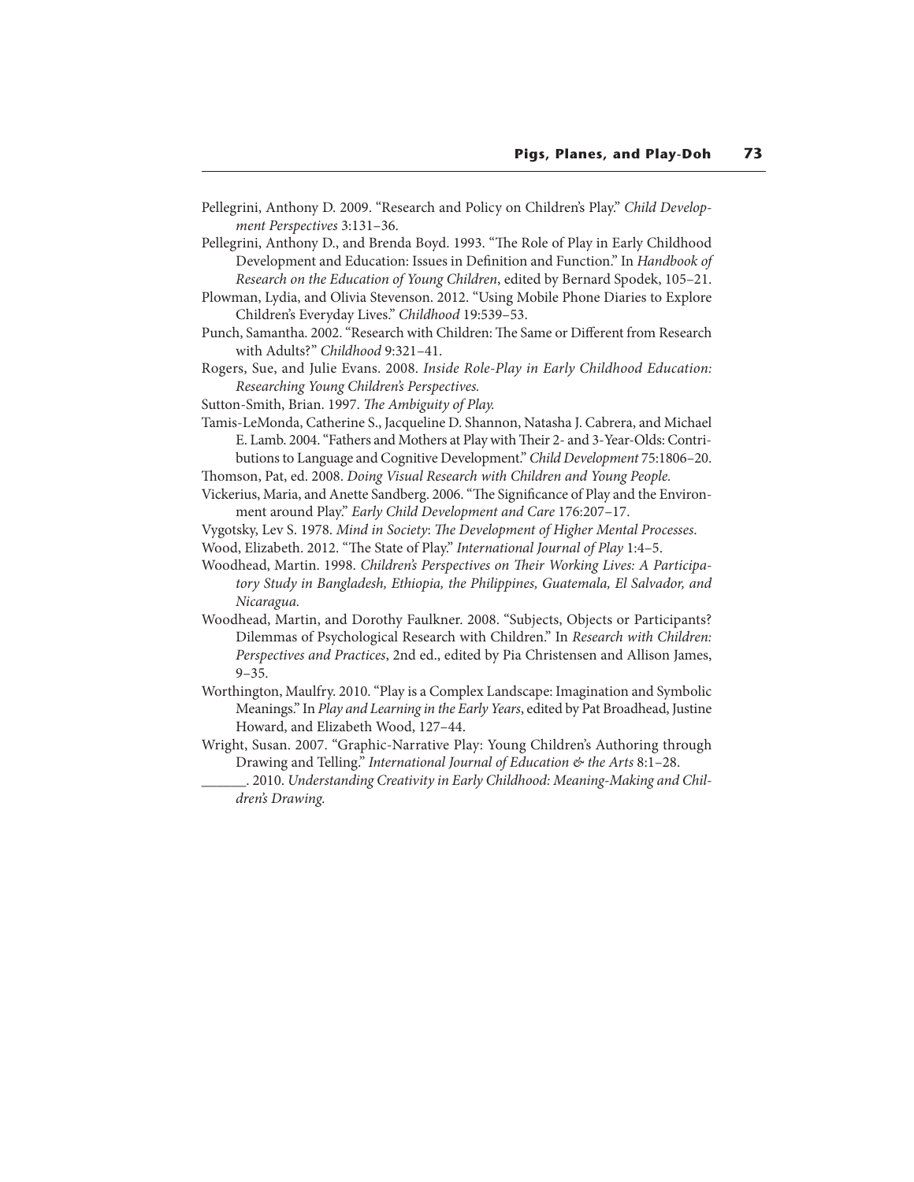Pellegrini, Anthony D. 2009. "Research and Policy on Children's Play." *Child Development Perspectives* 3:131–36.

Pellegrini, Anthony D., and Brenda Boyd. 1993. "The Role of Play in Early Childhood Development and Education: Issues in Definition and Function." In *Handbook of Research on the Education of Young Children*, edited by Bernard Spodek, 105–21.

Plowman, Lydia, and Olivia Stevenson. 2012. "Using Mobile Phone Diaries to Explore Children's Everyday Lives." *Childhood* 19:539–53.

Punch, Samantha. 2002. "Research with Children: The Same or Different from Research with Adults?" *Childhood* 9:321–41.

Rogers, Sue, and Julie Evans. 2008. *Inside Role-Play in Early Childhood Education: Researching Young Children's Perspectives.*

Sutton-Smith, Brian. 1997. *The Ambiguity of Play.*

Tamis-LeMonda, Catherine S., Jacqueline D. Shannon, Natasha J. Cabrera, and Michael E. Lamb. 2004. "Fathers and Mothers at Play with Their 2- and 3-Year-Olds: Contributions to Language and Cognitive Development." *Child Development* 75:1806–20.

Thomson, Pat, ed. 2008. *Doing Visual Research with Children and Young People.*

Vickerius, Maria, and Anette Sandberg. 2006. "The Significance of Play and the Environment around Play." *Early Child Development and Care* 176:207–17.

Vygotsky, Lev S. 1978. *Mind in Society: The Development of Higher Mental Processes.*

Wood, Elizabeth. 2012. "The State of Play." *International Journal of Play* 1:4–5.

Woodhead, Martin. 1998. *Children's Perspectives on Their Working Lives: A Participatory Study in Bangladesh, Ethiopia, the Philippines, Guatemala, El Salvador, and Nicaragua.*

Woodhead, Martin, and Dorothy Faulkner. 2008. "Subjects, Objects or Participants? Dilemmas of Psychological Research with Children." In *Research with Children: Perspectives and Practices*, 2nd ed., edited by Pia Christensen and Allison James, 9–35.

Worthington, Maulfry. 2010. "Play is a Complex Landscape: Imagination and Symbolic Meanings." In *Play and Learning in the Early Years*, edited by Pat Broadhead, Justine Howard, and Elizabeth Wood, 127–44.

Wright, Susan. 2007. "Graphic-Narrative Play: Young Children's Authoring through Drawing and Telling." *International Journal of Education & the Arts* 8:1–28.

______. 2010. *Understanding Creativity in Early Childhood: Meaning-Making and Children's Drawing.*